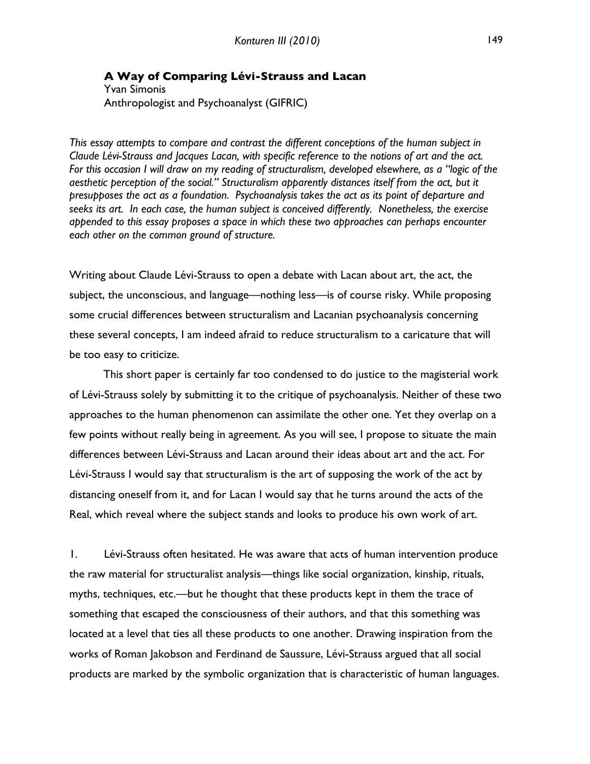# A Way of Comparing Lévi-Strauss and Lacan

Yvan Simonis
Anthropologist and Psychoanalyst (GIFRIC)

*This essay attempts to compare and contrast the different conceptions of the human subject in Claude Lévi-Strauss and Jacques Lacan, with specific reference to the notions of art and the act. For this occasion I will draw on my reading of structuralism, developed elsewhere, as a "logic of the aesthetic perception of the social." Structuralism apparently distances itself from the act, but it presupposes the act as a foundation. Psychoanalysis takes the act as its point of departure and seeks its art. In each case, the human subject is conceived differently. Nonetheless, the exercise appended to this essay proposes a space in which these two approaches can perhaps encounter each other on the common ground of structure.*

Writing about Claude Lévi-Strauss to open a debate with Lacan about art, the act, the subject, the unconscious, and language—nothing less—is of course risky. While proposing some crucial differences between structuralism and Lacanian psychoanalysis concerning these several concepts, I am indeed afraid to reduce structuralism to a caricature that will be too easy to criticize.

This short paper is certainly far too condensed to do justice to the magisterial work of Lévi-Strauss solely by submitting it to the critique of psychoanalysis. Neither of these two approaches to the human phenomenon can assimilate the other one. Yet they overlap on a few points without really being in agreement. As you will see, I propose to situate the main differences between Lévi-Strauss and Lacan around their ideas about art and the act. For Lévi-Strauss I would say that structuralism is the art of supposing the work of the act by distancing oneself from it, and for Lacan I would say that he turns around the acts of the Real, which reveal where the subject stands and looks to produce his own work of art.

1. Lévi-Strauss often hesitated. He was aware that acts of human intervention produce the raw material for structuralist analysis—things like social organization, kinship, rituals, myths, techniques, etc.—but he thought that these products kept in them the trace of something that escaped the consciousness of their authors, and that this something was located at a level that ties all these products to one another. Drawing inspiration from the works of Roman Jakobson and Ferdinand de Saussure, Lévi-Strauss argued that all social products are marked by the symbolic organization that is characteristic of human languages.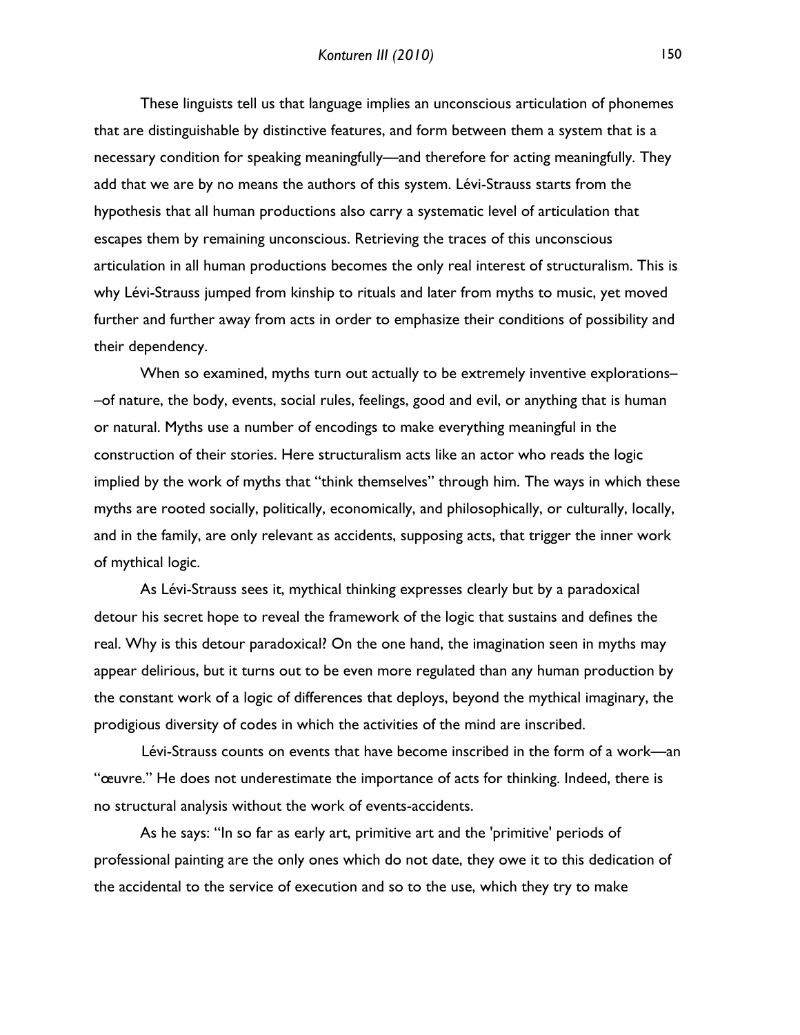These linguists tell us that language implies an unconscious articulation of phonemes that are distinguishable by distinctive features, and form between them a system that is a necessary condition for speaking meaningfully—and therefore for acting meaningfully. They add that we are by no means the authors of this system. Lévi-Strauss starts from the hypothesis that all human productions also carry a systematic level of articulation that escapes them by remaining unconscious. Retrieving the traces of this unconscious articulation in all human productions becomes the only real interest of structuralism. This is why Lévi-Strauss jumped from kinship to rituals and later from myths to music, yet moved further and further away from acts in order to emphasize their conditions of possibility and their dependency.

When so examined, myths turn out actually to be extremely inventive explorations––of nature, the body, events, social rules, feelings, good and evil, or anything that is human or natural. Myths use a number of encodings to make everything meaningful in the construction of their stories. Here structuralism acts like an actor who reads the logic implied by the work of myths that "think themselves" through him. The ways in which these myths are rooted socially, politically, economically, and philosophically, or culturally, locally, and in the family, are only relevant as accidents, supposing acts, that trigger the inner work of mythical logic.

As Lévi-Strauss sees it, mythical thinking expresses clearly but by a paradoxical detour his secret hope to reveal the framework of the logic that sustains and defines the real. Why is this detour paradoxical? On the one hand, the imagination seen in myths may appear delirious, but it turns out to be even more regulated than any human production by the constant work of a logic of differences that deploys, beyond the mythical imaginary, the prodigious diversity of codes in which the activities of the mind are inscribed.

Lévi-Strauss counts on events that have become inscribed in the form of a work—an "œuvre." He does not underestimate the importance of acts for thinking. Indeed, there is no structural analysis without the work of events-accidents.

As he says: "In so far as early art, primitive art and the 'primitive' periods of professional painting are the only ones which do not date, they owe it to this dedication of the accidental to the service of execution and so to the use, which they try to make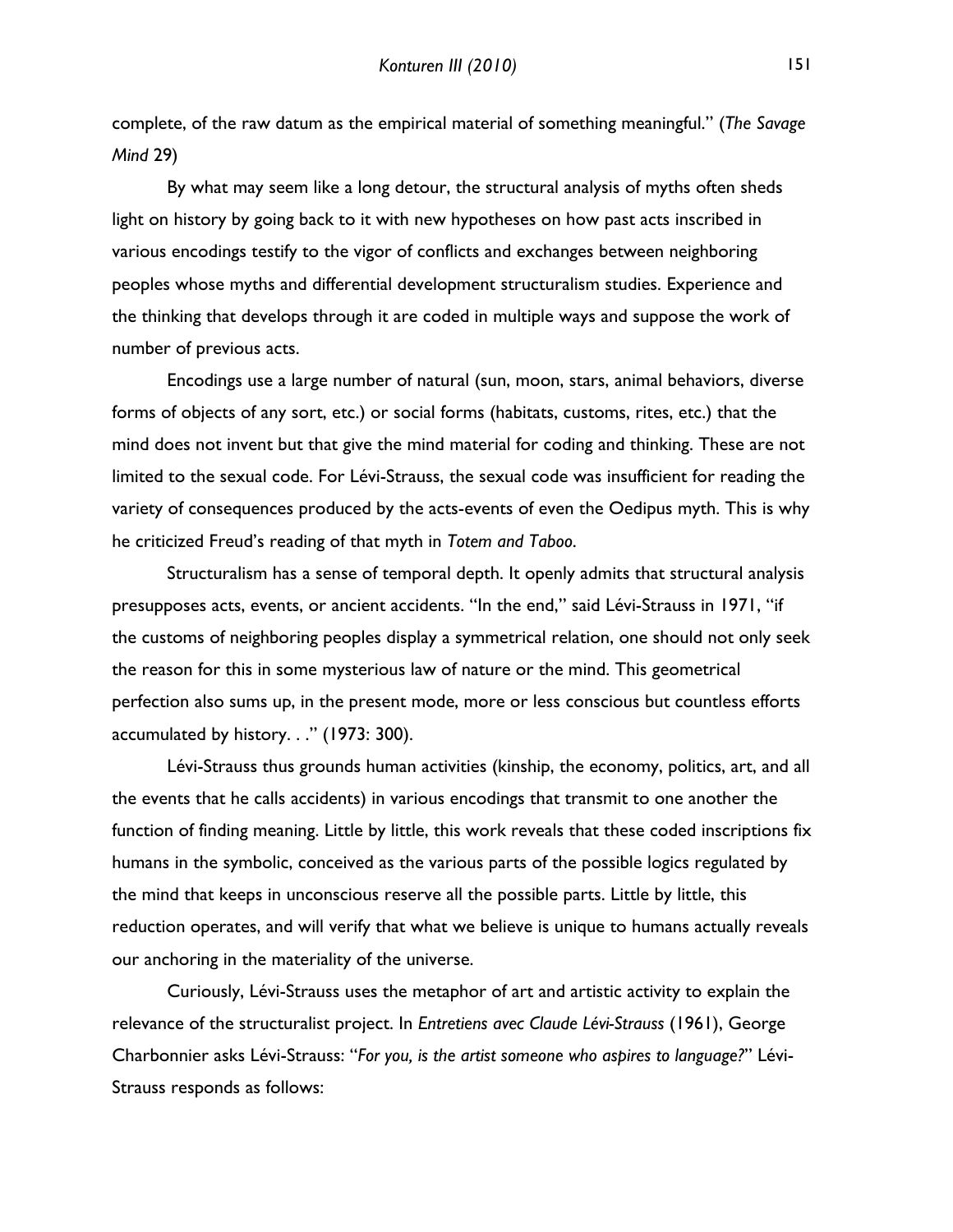complete, of the raw datum as the empirical material of something meaningful." (*The Savage Mind* 29)

By what may seem like a long detour, the structural analysis of myths often sheds light on history by going back to it with new hypotheses on how past acts inscribed in various encodings testify to the vigor of conflicts and exchanges between neighboring peoples whose myths and differential development structuralism studies. Experience and the thinking that develops through it are coded in multiple ways and suppose the work of number of previous acts.

Encodings use a large number of natural (sun, moon, stars, animal behaviors, diverse forms of objects of any sort, etc.) or social forms (habitats, customs, rites, etc.) that the mind does not invent but that give the mind material for coding and thinking. These are not limited to the sexual code. For Lévi-Strauss, the sexual code was insufficient for reading the variety of consequences produced by the acts-events of even the Oedipus myth. This is why he criticized Freud's reading of that myth in *Totem and Taboo*.

Structuralism has a sense of temporal depth. It openly admits that structural analysis presupposes acts, events, or ancient accidents. "In the end," said Lévi-Strauss in 1971, "if the customs of neighboring peoples display a symmetrical relation, one should not only seek the reason for this in some mysterious law of nature or the mind. This geometrical perfection also sums up, in the present mode, more or less conscious but countless efforts accumulated by history. . ." (1973: 300).

Lévi-Strauss thus grounds human activities (kinship, the economy, politics, art, and all the events that he calls accidents) in various encodings that transmit to one another the function of finding meaning. Little by little, this work reveals that these coded inscriptions fix humans in the symbolic, conceived as the various parts of the possible logics regulated by the mind that keeps in unconscious reserve all the possible parts. Little by little, this reduction operates, and will verify that what we believe is unique to humans actually reveals our anchoring in the materiality of the universe.

Curiously, Lévi-Strauss uses the metaphor of art and artistic activity to explain the relevance of the structuralist project. In *Entretiens avec Claude Lévi-Strauss* (1961), George Charbonnier asks Lévi-Strauss: "*For you, is the artist someone who aspires to language?*" Lévi-Strauss responds as follows: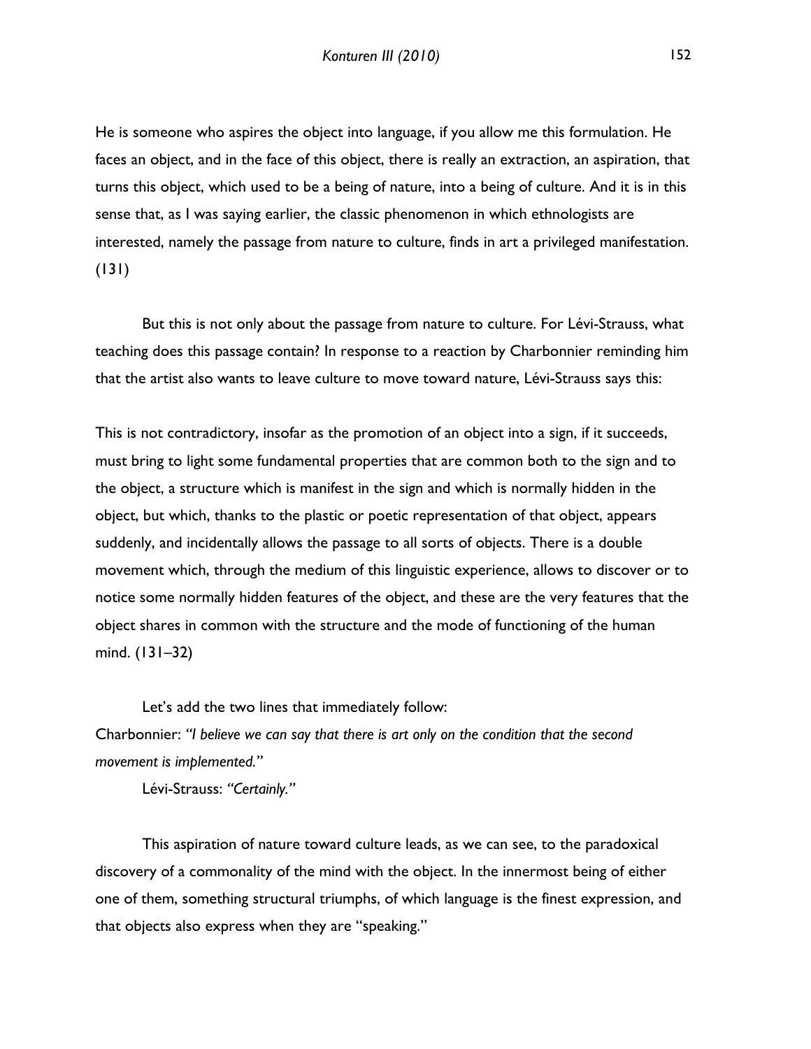He is someone who aspires the object into language, if you allow me this formulation. He faces an object, and in the face of this object, there is really an extraction, an aspiration, that turns this object, which used to be a being of nature, into a being of culture. And it is in this sense that, as I was saying earlier, the classic phenomenon in which ethnologists are interested, namely the passage from nature to culture, finds in art a privileged manifestation. (131)

But this is not only about the passage from nature to culture. For Lévi-Strauss, what teaching does this passage contain? In response to a reaction by Charbonnier reminding him that the artist also wants to leave culture to move toward nature, Lévi-Strauss says this:

This is not contradictory, insofar as the promotion of an object into a sign, if it succeeds, must bring to light some fundamental properties that are common both to the sign and to the object, a structure which is manifest in the sign and which is normally hidden in the object, but which, thanks to the plastic or poetic representation of that object, appears suddenly, and incidentally allows the passage to all sorts of objects. There is a double movement which, through the medium of this linguistic experience, allows to discover or to notice some normally hidden features of the object, and these are the very features that the object shares in common with the structure and the mode of functioning of the human mind. (131–32)

Let's add the two lines that immediately follow:

Charbonnier: *"I believe we can say that there is art only on the condition that the second movement is implemented."*

Lévi-Strauss: *"Certainly."*

This aspiration of nature toward culture leads, as we can see, to the paradoxical discovery of a commonality of the mind with the object. In the innermost being of either one of them, something structural triumphs, of which language is the finest expression, and that objects also express when they are "speaking."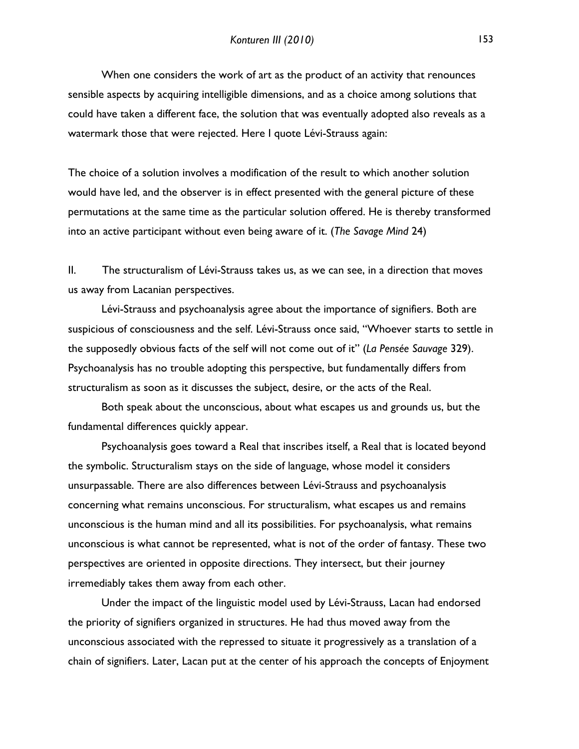When one considers the work of art as the product of an activity that renounces sensible aspects by acquiring intelligible dimensions, and as a choice among solutions that could have taken a different face, the solution that was eventually adopted also reveals as a watermark those that were rejected. Here I quote Lévi-Strauss again:

The choice of a solution involves a modification of the result to which another solution would have led, and the observer is in effect presented with the general picture of these permutations at the same time as the particular solution offered. He is thereby transformed into an active participant without even being aware of it. (*The Savage Mind* 24)

II. The structuralism of Lévi-Strauss takes us, as we can see, in a direction that moves us away from Lacanian perspectives.

Lévi-Strauss and psychoanalysis agree about the importance of signifiers. Both are suspicious of consciousness and the self. Lévi-Strauss once said, "Whoever starts to settle in the supposedly obvious facts of the self will not come out of it" (*La Pensée Sauvage* 329). Psychoanalysis has no trouble adopting this perspective, but fundamentally differs from structuralism as soon as it discusses the subject, desire, or the acts of the Real.

Both speak about the unconscious, about what escapes us and grounds us, but the fundamental differences quickly appear.

Psychoanalysis goes toward a Real that inscribes itself, a Real that is located beyond the symbolic. Structuralism stays on the side of language, whose model it considers unsurpassable. There are also differences between Lévi-Strauss and psychoanalysis concerning what remains unconscious. For structuralism, what escapes us and remains unconscious is the human mind and all its possibilities. For psychoanalysis, what remains unconscious is what cannot be represented, what is not of the order of fantasy. These two perspectives are oriented in opposite directions. They intersect, but their journey irremediably takes them away from each other.

Under the impact of the linguistic model used by Lévi-Strauss, Lacan had endorsed the priority of signifiers organized in structures. He had thus moved away from the unconscious associated with the repressed to situate it progressively as a translation of a chain of signifiers. Later, Lacan put at the center of his approach the concepts of Enjoyment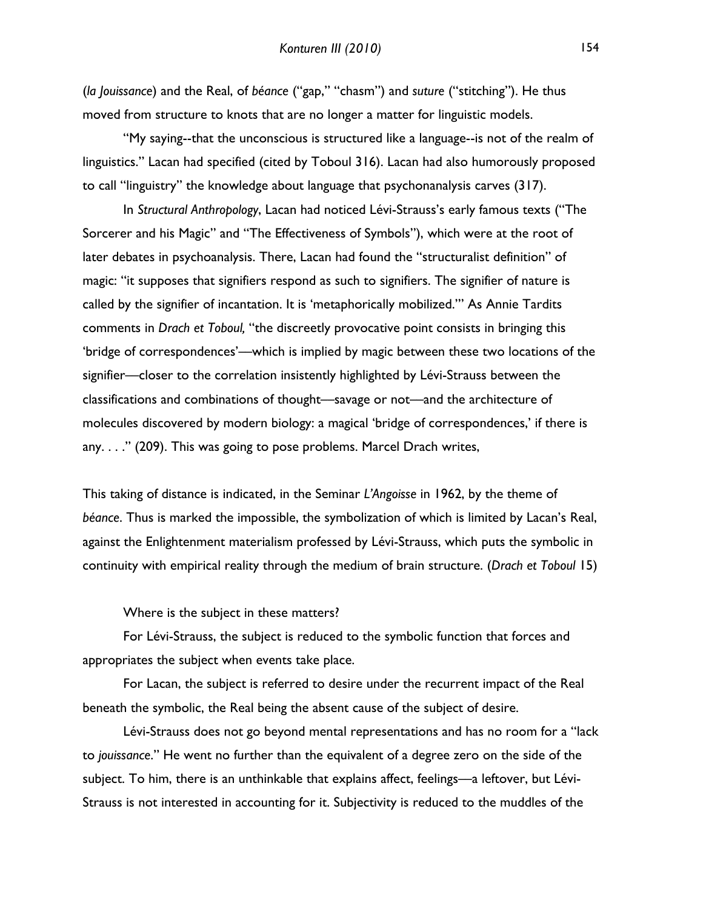(*la Jouissance*) and the Real, of *béance* ("gap," "chasm") and *suture* ("stitching"). He thus moved from structure to knots that are no longer a matter for linguistic models.

"My saying--that the unconscious is structured like a language--is not of the realm of linguistics." Lacan had specified (cited by Toboul 316). Lacan had also humorously proposed to call "linguistry" the knowledge about language that psychonanalysis carves (317).

In *Structural Anthropology*, Lacan had noticed Lévi-Strauss's early famous texts ("The Sorcerer and his Magic" and "The Effectiveness of Symbols"), which were at the root of later debates in psychoanalysis. There, Lacan had found the "structuralist definition" of magic: "it supposes that signifiers respond as such to signifiers. The signifier of nature is called by the signifier of incantation. It is 'metaphorically mobilized.'" As Annie Tardits comments in *Drach et Toboul,* "the discreetly provocative point consists in bringing this 'bridge of correspondences'—which is implied by magic between these two locations of the signifier—closer to the correlation insistently highlighted by Lévi-Strauss between the classifications and combinations of thought—savage or not—and the architecture of molecules discovered by modern biology: a magical 'bridge of correspondences,' if there is any. . . ." (209). This was going to pose problems. Marcel Drach writes,

This taking of distance is indicated, in the Seminar *L'Angoisse* in 1962, by the theme of *béance*. Thus is marked the impossible, the symbolization of which is limited by Lacan's Real, against the Enlightenment materialism professed by Lévi-Strauss, which puts the symbolic in continuity with empirical reality through the medium of brain structure. (*Drach et Toboul* 15)

Where is the subject in these matters?

For Lévi-Strauss, the subject is reduced to the symbolic function that forces and appropriates the subject when events take place.

For Lacan, the subject is referred to desire under the recurrent impact of the Real beneath the symbolic, the Real being the absent cause of the subject of desire.

Lévi-Strauss does not go beyond mental representations and has no room for a "lack to *jouissance*." He went no further than the equivalent of a degree zero on the side of the subject. To him, there is an unthinkable that explains affect, feelings—a leftover, but Lévi-Strauss is not interested in accounting for it. Subjectivity is reduced to the muddles of the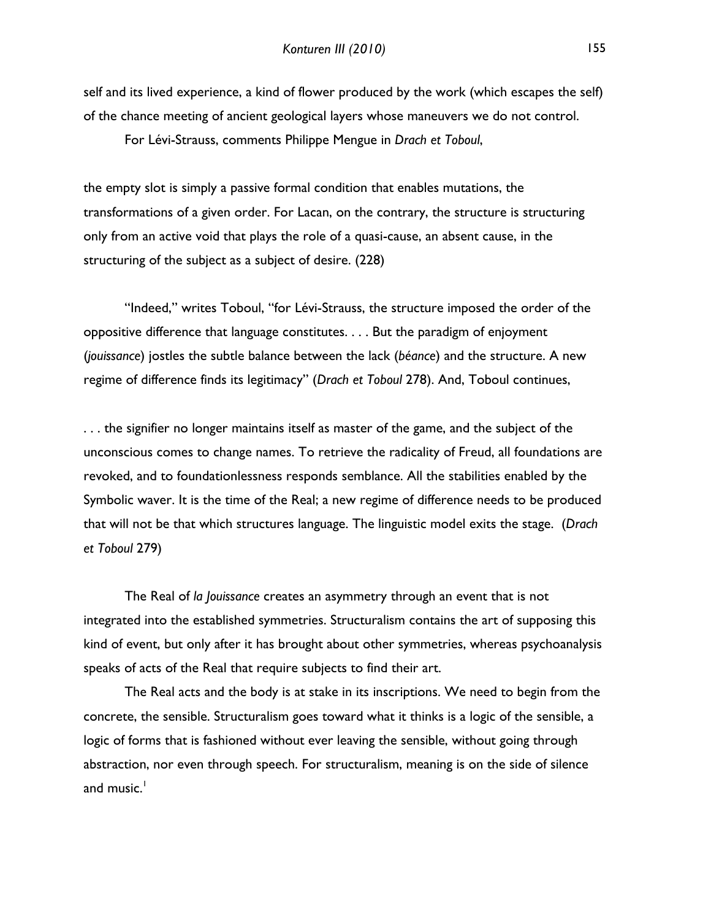self and its lived experience, a kind of flower produced by the work (which escapes the self) of the chance meeting of ancient geological layers whose maneuvers we do not control.

For Lévi-Strauss, comments Philippe Mengue in *Drach et Toboul*,

> the empty slot is simply a passive formal condition that enables mutations, the transformations of a given order. For Lacan, on the contrary, the structure is structuring only from an active void that plays the role of a quasi-cause, an absent cause, in the structuring of the subject as a subject of desire. (228)

"Indeed," writes Toboul, "for Lévi-Strauss, the structure imposed the order of the oppositive difference that language constitutes. . . . But the paradigm of enjoyment (*jouissance*) jostles the subtle balance between the lack (*béance*) and the structure. A new regime of difference finds its legitimacy" (*Drach et Toboul* 278). And, Toboul continues,

> . . . the signifier no longer maintains itself as master of the game, and the subject of the unconscious comes to change names. To retrieve the radicality of Freud, all foundations are revoked, and to foundationlessness responds semblance. All the stabilities enabled by the Symbolic waver. It is the time of the Real; a new regime of difference needs to be produced that will not be that which structures language. The linguistic model exits the stage. (*Drach et Toboul* 279)

The Real of *la Jouissance* creates an asymmetry through an event that is not integrated into the established symmetries. Structuralism contains the art of supposing this kind of event, but only after it has brought about other symmetries, whereas psychoanalysis speaks of acts of the Real that require subjects to find their art.

The Real acts and the body is at stake in its inscriptions. We need to begin from the concrete, the sensible. Structuralism goes toward what it thinks is a logic of the sensible, a logic of forms that is fashioned without ever leaving the sensible, without going through abstraction, nor even through speech. For structuralism, meaning is on the side of silence and music.[1]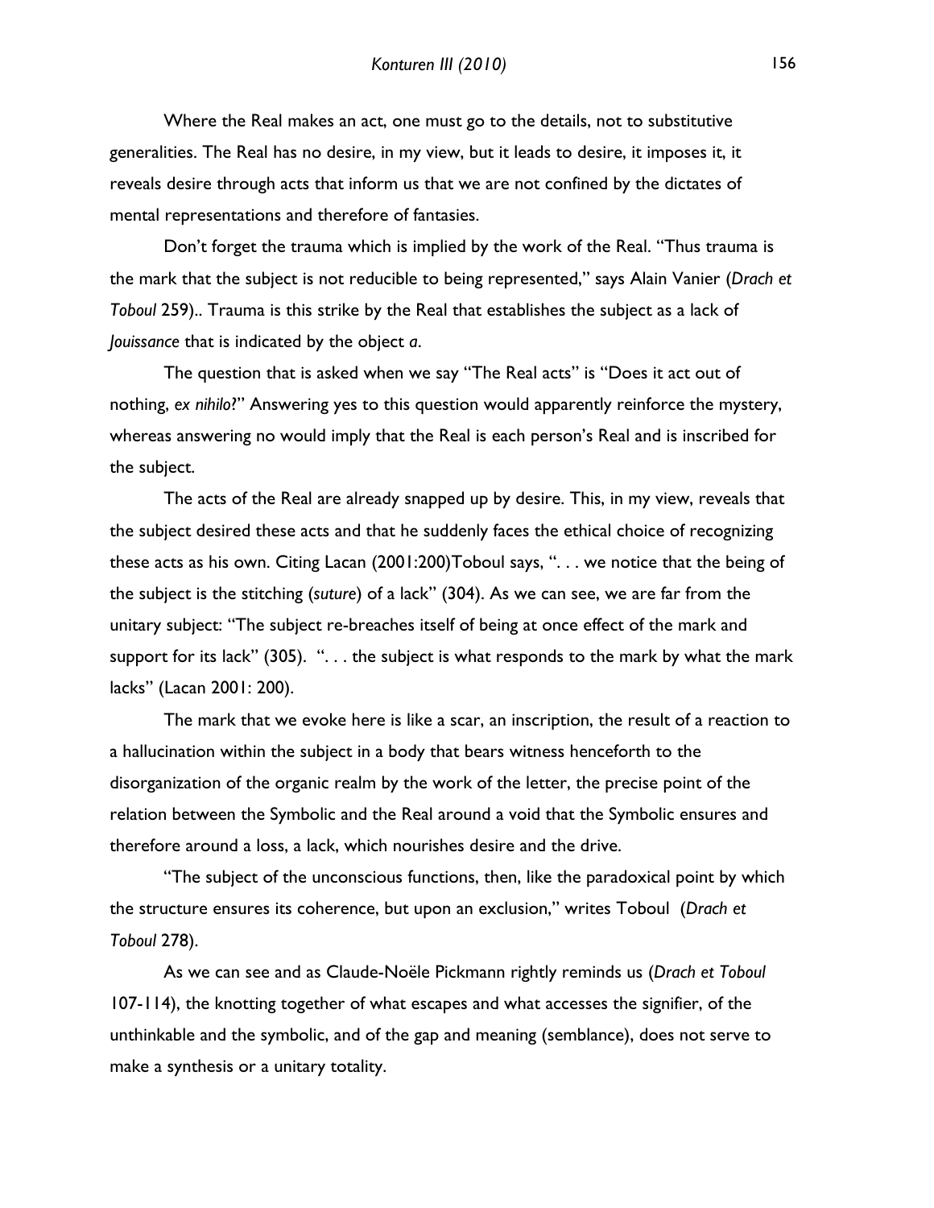Where the Real makes an act, one must go to the details, not to substitutive generalities. The Real has no desire, in my view, but it leads to desire, it imposes it, it reveals desire through acts that inform us that we are not confined by the dictates of mental representations and therefore of fantasies.

Don't forget the trauma which is implied by the work of the Real. "Thus trauma is the mark that the subject is not reducible to being represented," says Alain Vanier (*Drach et Toboul* 259).. Trauma is this strike by the Real that establishes the subject as a lack of *Jouissance* that is indicated by the object *a*.

The question that is asked when we say "The Real acts" is "Does it act out of nothing, *ex nihilo*?" Answering yes to this question would apparently reinforce the mystery, whereas answering no would imply that the Real is each person's Real and is inscribed for the subject.

The acts of the Real are already snapped up by desire. This, in my view, reveals that the subject desired these acts and that he suddenly faces the ethical choice of recognizing these acts as his own. Citing Lacan (2001:200)Toboul says, ". . . we notice that the being of the subject is the stitching (*suture*) of a lack" (304). As we can see, we are far from the unitary subject: "The subject re-breaches itself of being at once effect of the mark and support for its lack" (305). ". . . the subject is what responds to the mark by what the mark lacks" (Lacan 2001: 200).

The mark that we evoke here is like a scar, an inscription, the result of a reaction to a hallucination within the subject in a body that bears witness henceforth to the disorganization of the organic realm by the work of the letter, the precise point of the relation between the Symbolic and the Real around a void that the Symbolic ensures and therefore around a loss, a lack, which nourishes desire and the drive.

"The subject of the unconscious functions, then, like the paradoxical point by which the structure ensures its coherence, but upon an exclusion," writes Toboul (*Drach et Toboul* 278).

As we can see and as Claude-Noële Pickmann rightly reminds us (*Drach et Toboul* 107-114), the knotting together of what escapes and what accesses the signifier, of the unthinkable and the symbolic, and of the gap and meaning (semblance), does not serve to make a synthesis or a unitary totality.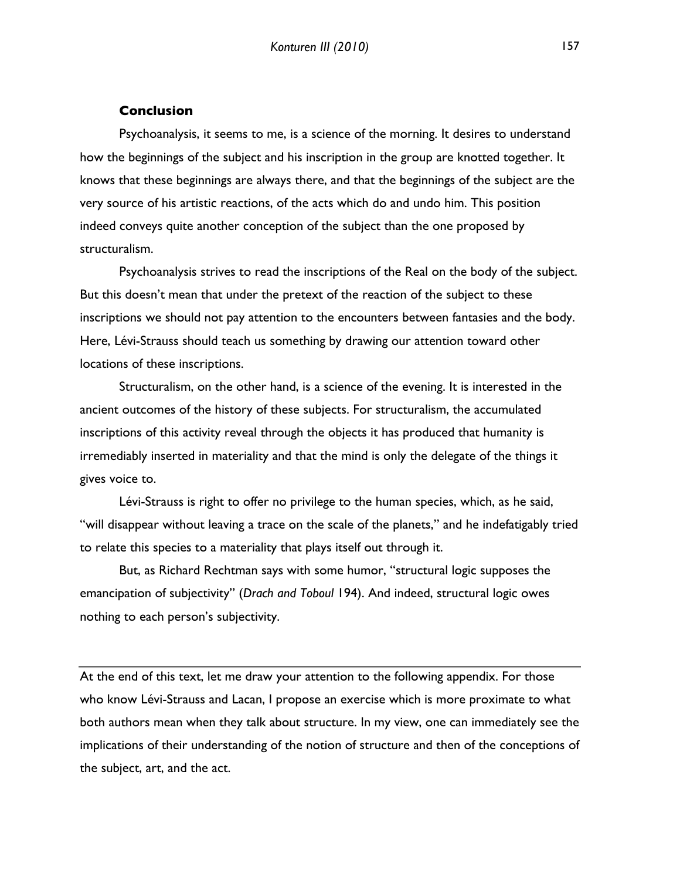## Conclusion

Psychoanalysis, it seems to me, is a science of the morning. It desires to understand how the beginnings of the subject and his inscription in the group are knotted together. It knows that these beginnings are always there, and that the beginnings of the subject are the very source of his artistic reactions, of the acts which do and undo him. This position indeed conveys quite another conception of the subject than the one proposed by structuralism.

Psychoanalysis strives to read the inscriptions of the Real on the body of the subject. But this doesn't mean that under the pretext of the reaction of the subject to these inscriptions we should not pay attention to the encounters between fantasies and the body. Here, Lévi-Strauss should teach us something by drawing our attention toward other locations of these inscriptions.

Structuralism, on the other hand, is a science of the evening. It is interested in the ancient outcomes of the history of these subjects. For structuralism, the accumulated inscriptions of this activity reveal through the objects it has produced that humanity is irremediably inserted in materiality and that the mind is only the delegate of the things it gives voice to.

Lévi-Strauss is right to offer no privilege to the human species, which, as he said, "will disappear without leaving a trace on the scale of the planets," and he indefatigably tried to relate this species to a materiality that plays itself out through it.

But, as Richard Rechtman says with some humor, "structural logic supposes the emancipation of subjectivity" (*Drach and Toboul* 194). And indeed, structural logic owes nothing to each person's subjectivity.

---

At the end of this text, let me draw your attention to the following appendix. For those who know Lévi-Strauss and Lacan, I propose an exercise which is more proximate to what both authors mean when they talk about structure. In my view, one can immediately see the implications of their understanding of the notion of structure and then of the conceptions of the subject, art, and the act.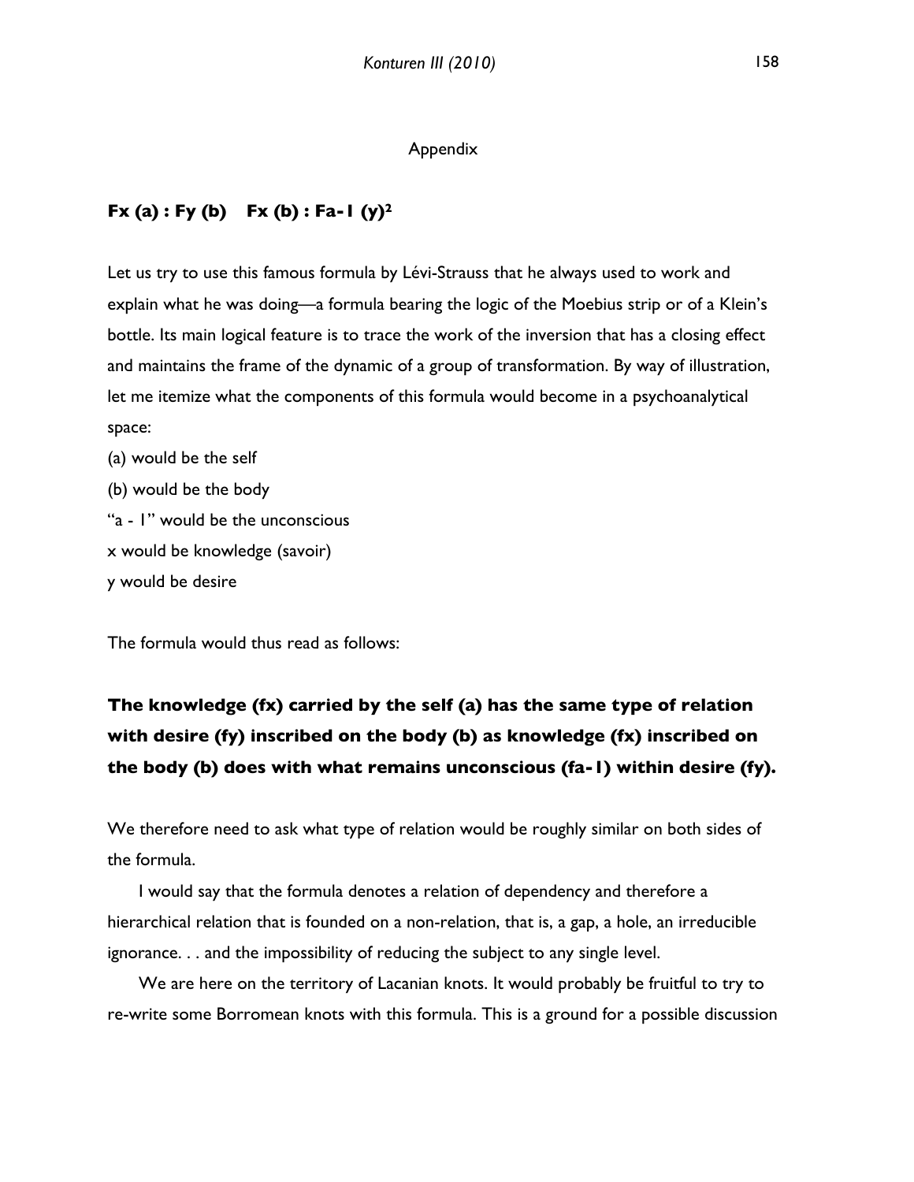Appendix

### $F_x(a) : F_y(b) \quad F_x(b) : F_{a-1}(y)$[2]

Let us try to use this famous formula by Lévi-Strauss that he always used to work and explain what he was doing—a formula bearing the logic of the Moebius strip or of a Klein's bottle. Its main logical feature is to trace the work of the inversion that has a closing effect and maintains the frame of the dynamic of a group of transformation. By way of illustration, let me itemize what the components of this formula would become in a psychoanalytical space:

(a) would be the self
(b) would be the body
"a - 1" would be the unconscious
x would be knowledge (savoir)
y would be desire

The formula would thus read as follows:

**The knowledge (fx) carried by the self (a) has the same type of relation with desire (fy) inscribed on the body (b) as knowledge (fx) inscribed on the body (b) does with what remains unconscious (fa-1) within desire (fy).**

We therefore need to ask what type of relation would be roughly similar on both sides of the formula.

I would say that the formula denotes a relation of dependency and therefore a hierarchical relation that is founded on a non-relation, that is, a gap, a hole, an irreducible ignorance. . . and the impossibility of reducing the subject to any single level.

We are here on the territory of Lacanian knots. It would probably be fruitful to try to re-write some Borromean knots with this formula. This is a ground for a possible discussion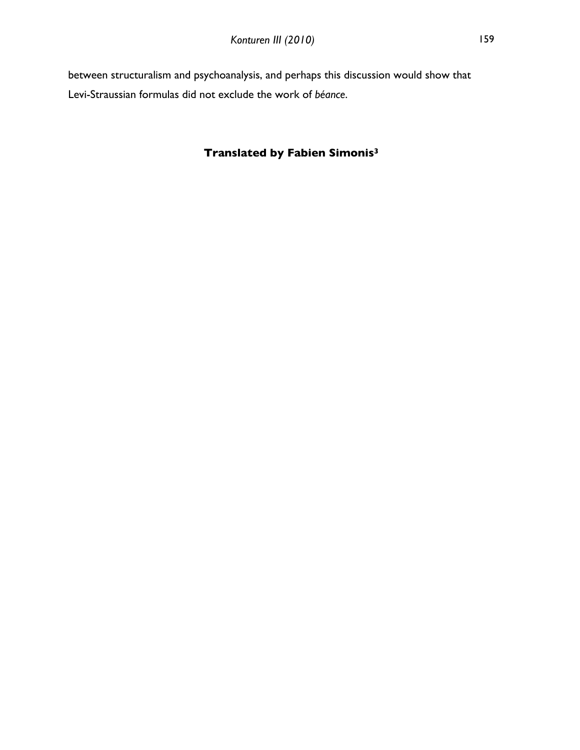between structuralism and psychoanalysis, and perhaps this discussion would show that Levi-Straussian formulas did not exclude the work of *béance*.

**Translated by Fabien Simonis[3]**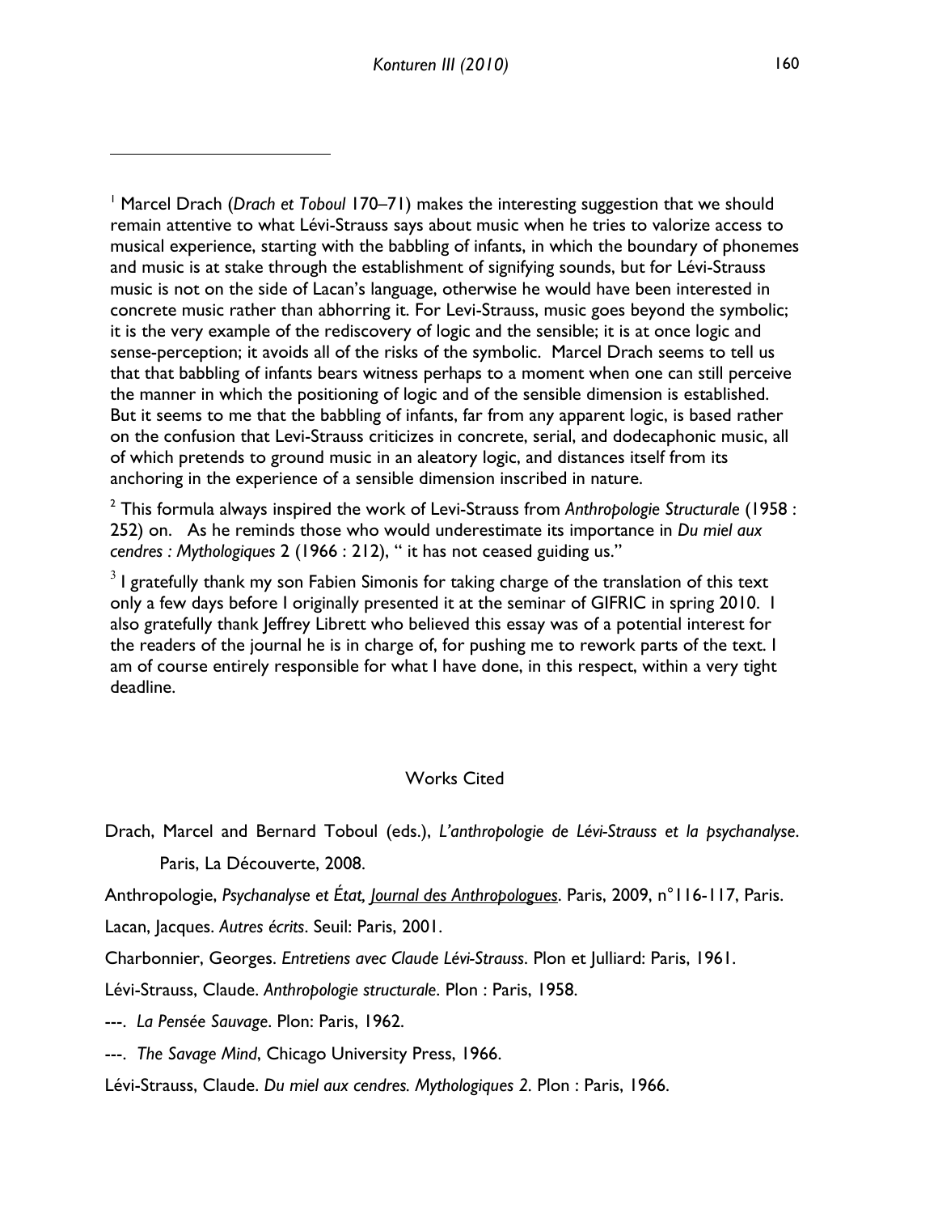[1] Marcel Drach (*Drach et Toboul* 170–71) makes the interesting suggestion that we should remain attentive to what Lévi-Strauss says about music when he tries to valorize access to musical experience, starting with the babbling of infants, in which the boundary of phonemes and music is at stake through the establishment of signifying sounds, but for Lévi-Strauss music is not on the side of Lacan's language, otherwise he would have been interested in concrete music rather than abhorring it. For Levi-Strauss, music goes beyond the symbolic; it is the very example of the rediscovery of logic and the sensible; it is at once logic and sense-perception; it avoids all of the risks of the symbolic. Marcel Drach seems to tell us that that babbling of infants bears witness perhaps to a moment when one can still perceive the manner in which the positioning of logic and of the sensible dimension is established. But it seems to me that the babbling of infants, far from any apparent logic, is based rather on the confusion that Levi-Strauss criticizes in concrete, serial, and dodecaphonic music, all of which pretends to ground music in an aleatory logic, and distances itself from its anchoring in the experience of a sensible dimension inscribed in nature.

[2] This formula always inspired the work of Levi-Strauss from *Anthropologie Structurale* (1958 : 252) on. As he reminds those who would underestimate its importance in *Du miel aux cendres : Mythologiques* 2 (1966 : 212), " it has not ceased guiding us."

[3] I gratefully thank my son Fabien Simonis for taking charge of the translation of this text only a few days before I originally presented it at the seminar of GIFRIC in spring 2010. I also gratefully thank Jeffrey Librett who believed this essay was of a potential interest for the readers of the journal he is in charge of, for pushing me to rework parts of the text. I am of course entirely responsible for what I have done, in this respect, within a very tight deadline.

## Works Cited

Drach, Marcel and Bernard Toboul (eds.), *L'anthropologie de Lévi-Strauss et la psychanalyse*. Paris, La Découverte, 2008.

Anthropologie, *Psychanalyse et État, Journal des Anthropologues*. Paris, 2009, n°116-117, Paris.

Lacan, Jacques. *Autres écrits*. Seuil: Paris, 2001.

Charbonnier, Georges. *Entretiens avec Claude Lévi-Strauss*. Plon et Julliard: Paris, 1961.

Lévi-Strauss, Claude. *Anthropologie structurale*. Plon : Paris, 1958.

---. *La Pensée Sauvage*. Plon: Paris, 1962.

---. *The Savage Mind*, Chicago University Press, 1966.

Lévi-Strauss, Claude. *Du miel aux cendres. Mythologiques 2*. Plon : Paris, 1966.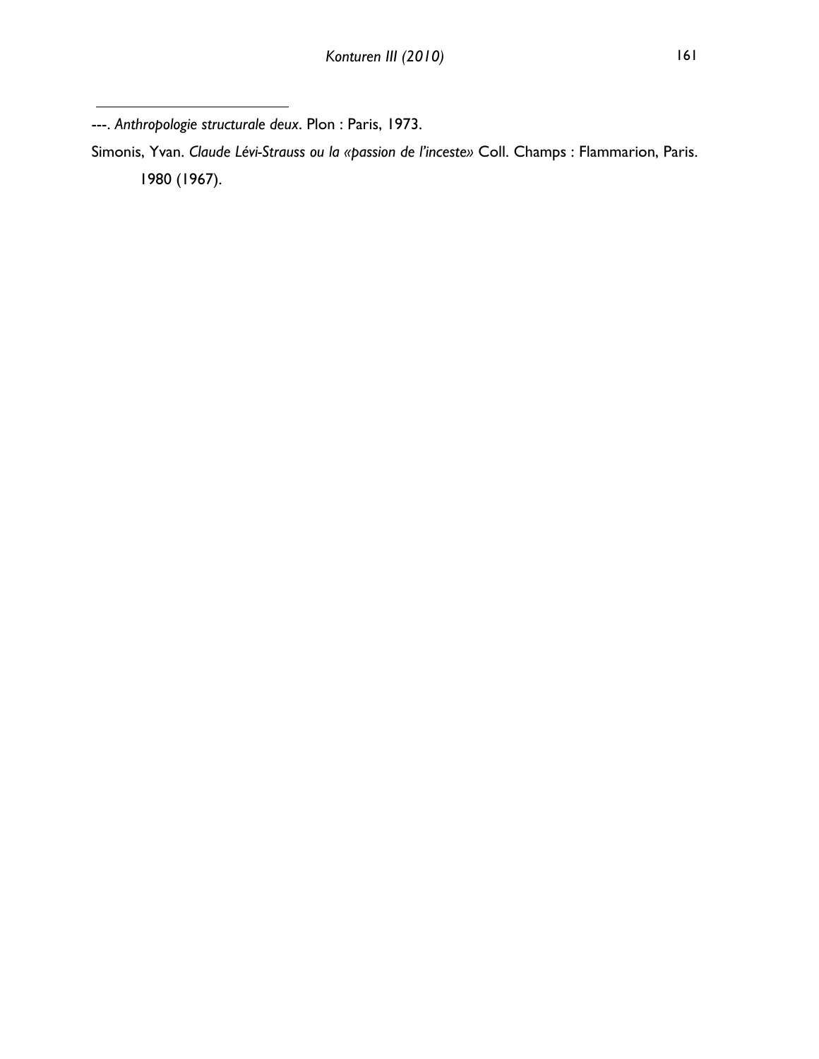---. *Anthropologie structurale deux*. Plon : Paris, 1973.

Simonis, Yvan. *Claude Lévi-Strauss ou la «passion de l'inceste»* Coll. Champs : Flammarion, Paris. 1980 (1967).